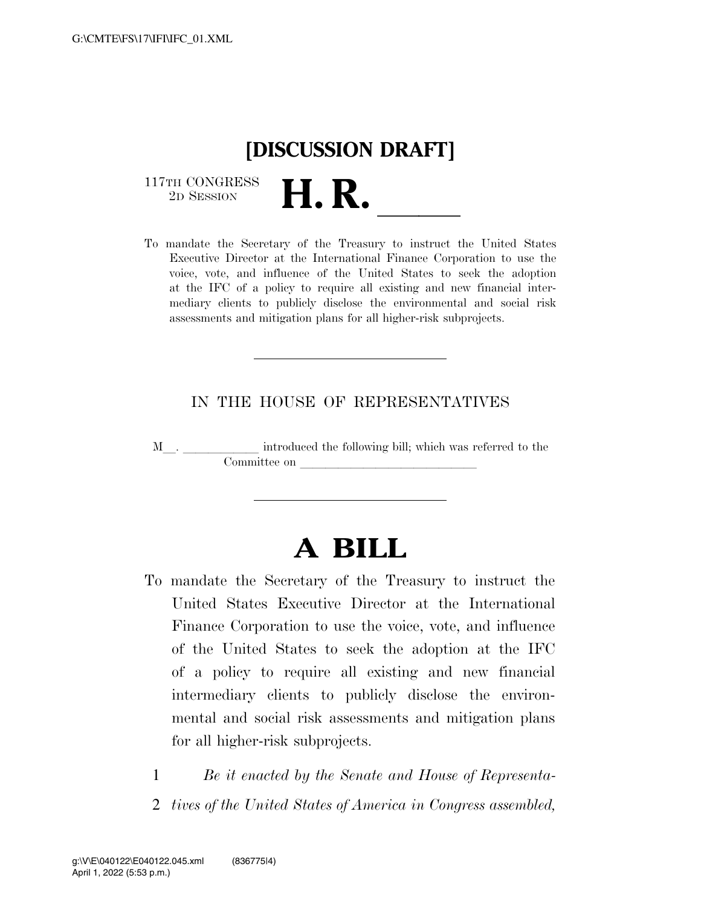# [DISCUSSION DRAFT]

117TH CONGRESS
2D SESSION

# H. R. \_\_\_\_\_\_

To mandate the Secretary of the Treasury to instruct the United States Executive Director at the International Finance Corporation to use the voice, vote, and influence of the United States to seek the adoption at the IFC of a policy to require all existing and new financial intermediary clients to publicly disclose the environmental and social risk assessments and mitigation plans for all higher-risk subprojects.

---

IN THE HOUSE OF REPRESENTATIVES

M\_\_. \_\_\_\_\_\_\_\_\_\_\_\_ introduced the following bill; which was referred to the Committee on \_\_\_\_\_\_\_\_\_\_\_\_\_\_\_\_\_\_\_\_\_\_\_\_\_\_\_\_

---

# A BILL

To mandate the Secretary of the Treasury to instruct the United States Executive Director at the International Finance Corporation to use the voice, vote, and influence of the United States to seek the adoption at the IFC of a policy to require all existing and new financial intermediary clients to publicly disclose the environmental and social risk assessments and mitigation plans for all higher-risk subprojects.

1 *Be it enacted by the Senate and House of Representa-*
2 *tives of the United States of America in Congress assembled,*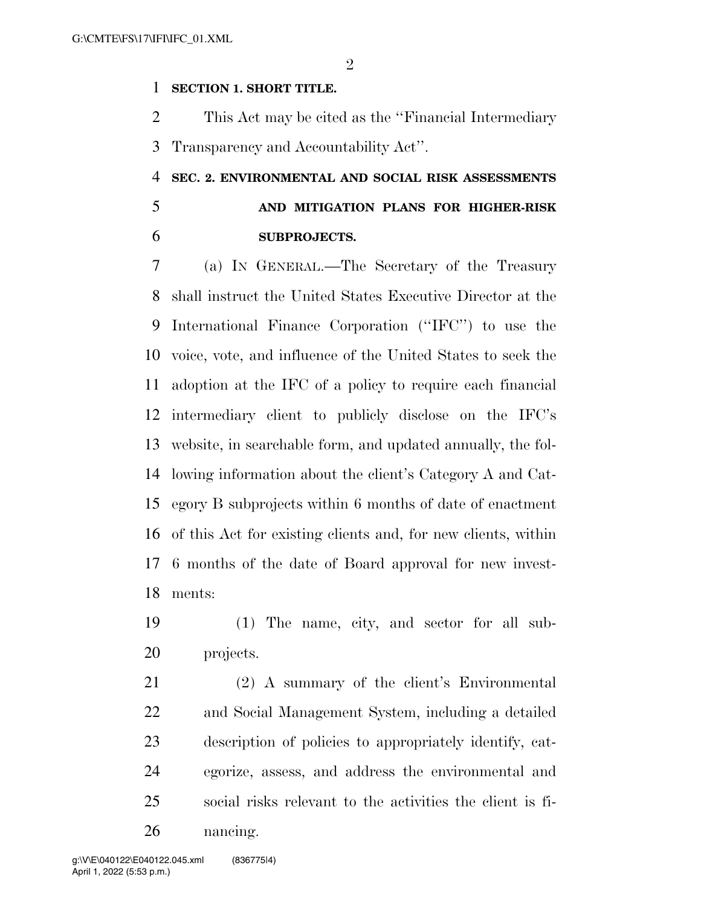**SECTION 1. SHORT TITLE.**

This Act may be cited as the "Financial Intermediary Transparency and Accountability Act".

**SEC. 2. ENVIRONMENTAL AND SOCIAL RISK ASSESSMENTS AND MITIGATION PLANS FOR HIGHER-RISK SUBPROJECTS.**

(a) IN GENERAL.—The Secretary of the Treasury shall instruct the United States Executive Director at the International Finance Corporation ("IFC") to use the voice, vote, and influence of the United States to seek the adoption at the IFC of a policy to require each financial intermediary client to publicly disclose on the IFC's website, in searchable form, and updated annually, the following information about the client's Category A and Category B subprojects within 6 months of date of enactment of this Act for existing clients and, for new clients, within 6 months of the date of Board approval for new investments:

(1) The name, city, and sector for all subprojects.

(2) A summary of the client's Environmental and Social Management System, including a detailed description of policies to appropriately identify, categorize, assess, and address the environmental and social risks relevant to the activities the client is financing.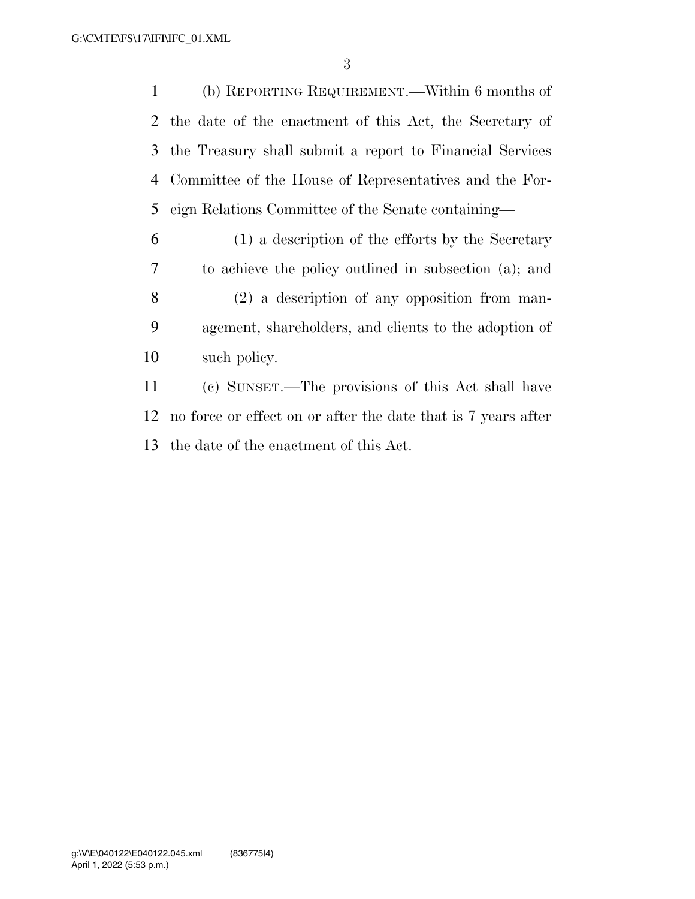(b) REPORTING REQUIREMENT.—Within 6 months of the date of the enactment of this Act, the Secretary of the Treasury shall submit a report to Financial Services Committee of the House of Representatives and the Foreign Relations Committee of the Senate containing—

(1) a description of the efforts by the Secretary to achieve the policy outlined in subsection (a); and

(2) a description of any opposition from management, shareholders, and clients to the adoption of such policy.

(c) SUNSET.—The provisions of this Act shall have no force or effect on or after the date that is 7 years after the date of the enactment of this Act.